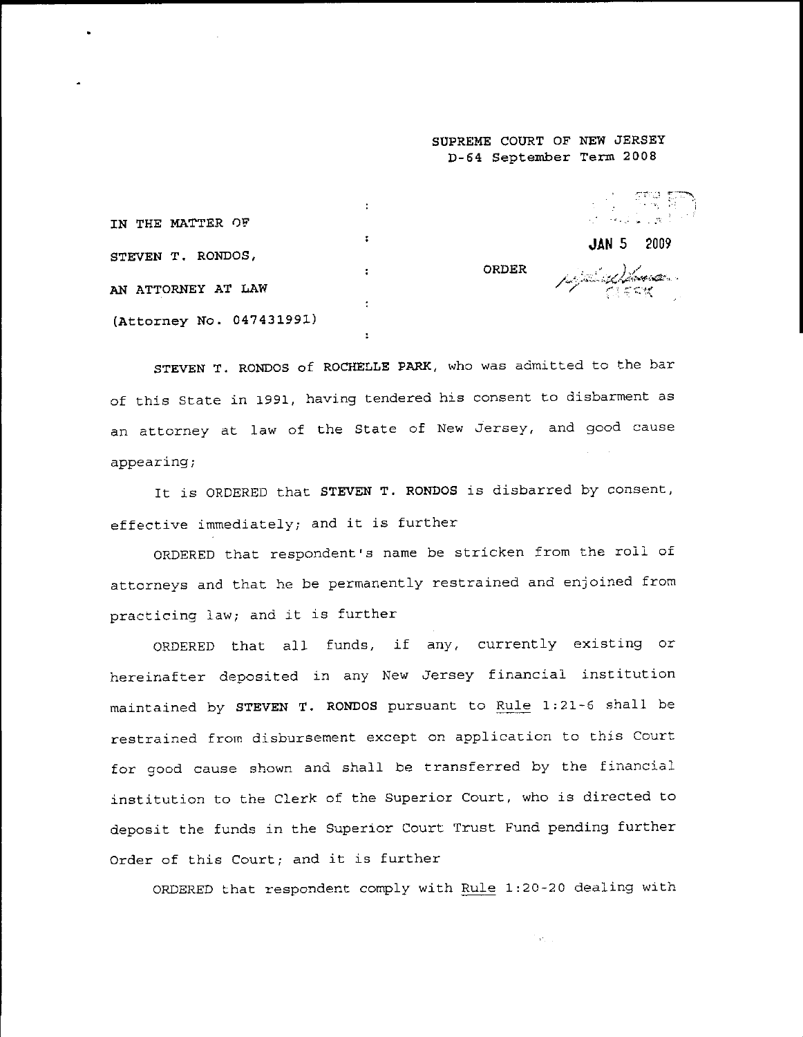SUPREME COURT OF NEW JERSEY
D-64 September Term 2008

| | | |
|---|---|---|
| IN THE MATTER OF | : | |
| STEVEN T. RONDOS, | : | |
| AN ATTORNEY AT LAW | : | ORDER |
| (Attorney No. 047431991) | : | |

FILED
JAN 5 2009
CLERK

STEVEN T. RONDOS of ROCHELLE PARK, who was admitted to the bar of this State in 1991, having tendered his consent to disbarment as an attorney at law of the State of New Jersey, and good cause appearing;

It is ORDERED that **STEVEN T. RONDOS** is disbarred by consent, effective immediately; and it is further

ORDERED that respondent's name be stricken from the roll of attorneys and that he be permanently restrained and enjoined from practicing law; and it is further

ORDERED that all funds, if any, currently existing or hereinafter deposited in any New Jersey financial institution maintained by **STEVEN T. RONDOS** pursuant to *Rule* 1:21-6 shall be restrained from disbursement except on application to this Court for good cause shown and shall be transferred by the financial institution to the Clerk of the Superior Court, who is directed to deposit the funds in the Superior Court Trust Fund pending further Order of this Court; and it is further

ORDERED that respondent comply with *Rule* 1:20-20 dealing with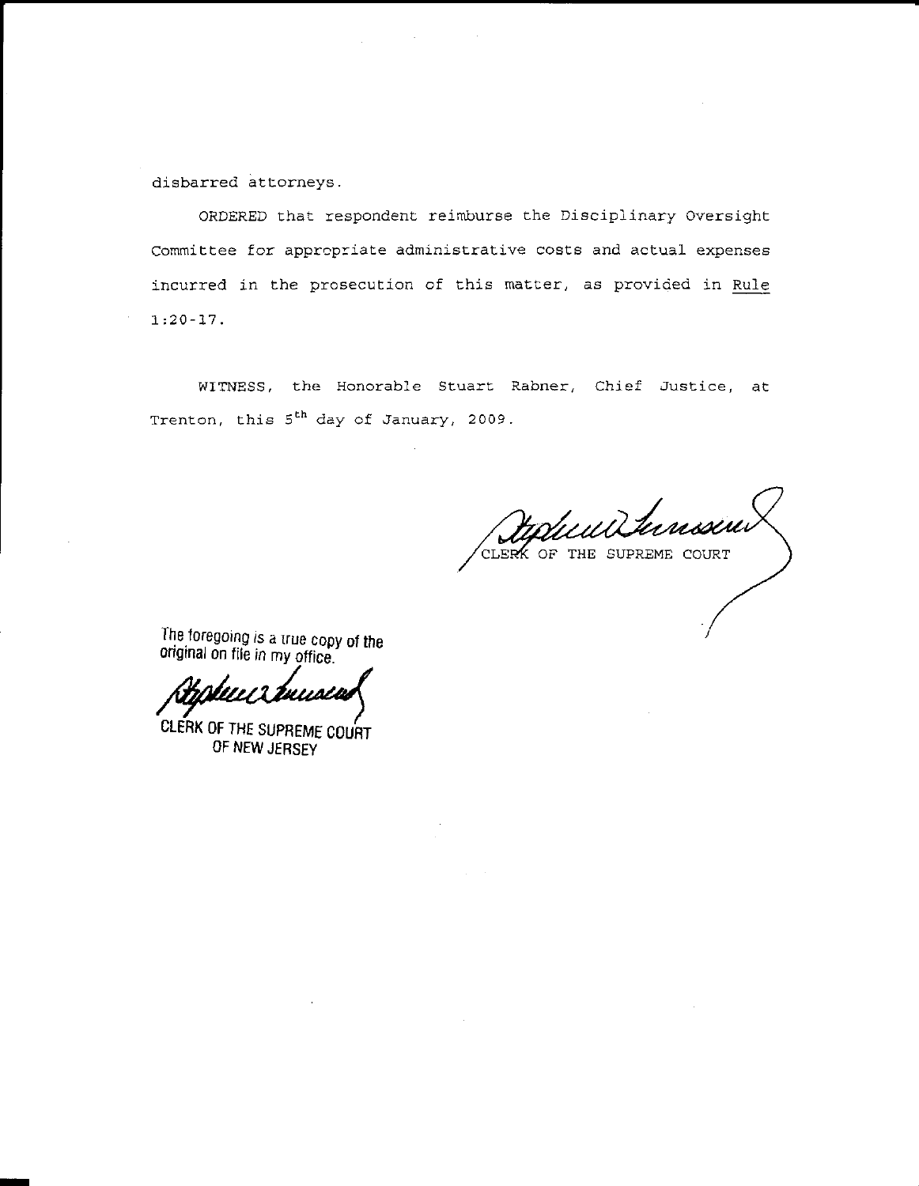disbarred attorneys.

ORDERED that respondent reimburse the Disciplinary Oversight Committee for appropriate administrative costs and actual expenses incurred in the prosecution of this matter, as provided in Rule 1:20-17.

WITNESS, the Honorable Stuart Rabner, Chief Justice, at Trenton, this 5th day of January, 2009.

CLERK OF THE SUPREME COURT

The foregoing is a true copy of the original on file in my office.

CLERK OF THE SUPREME COURT
OF NEW JERSEY